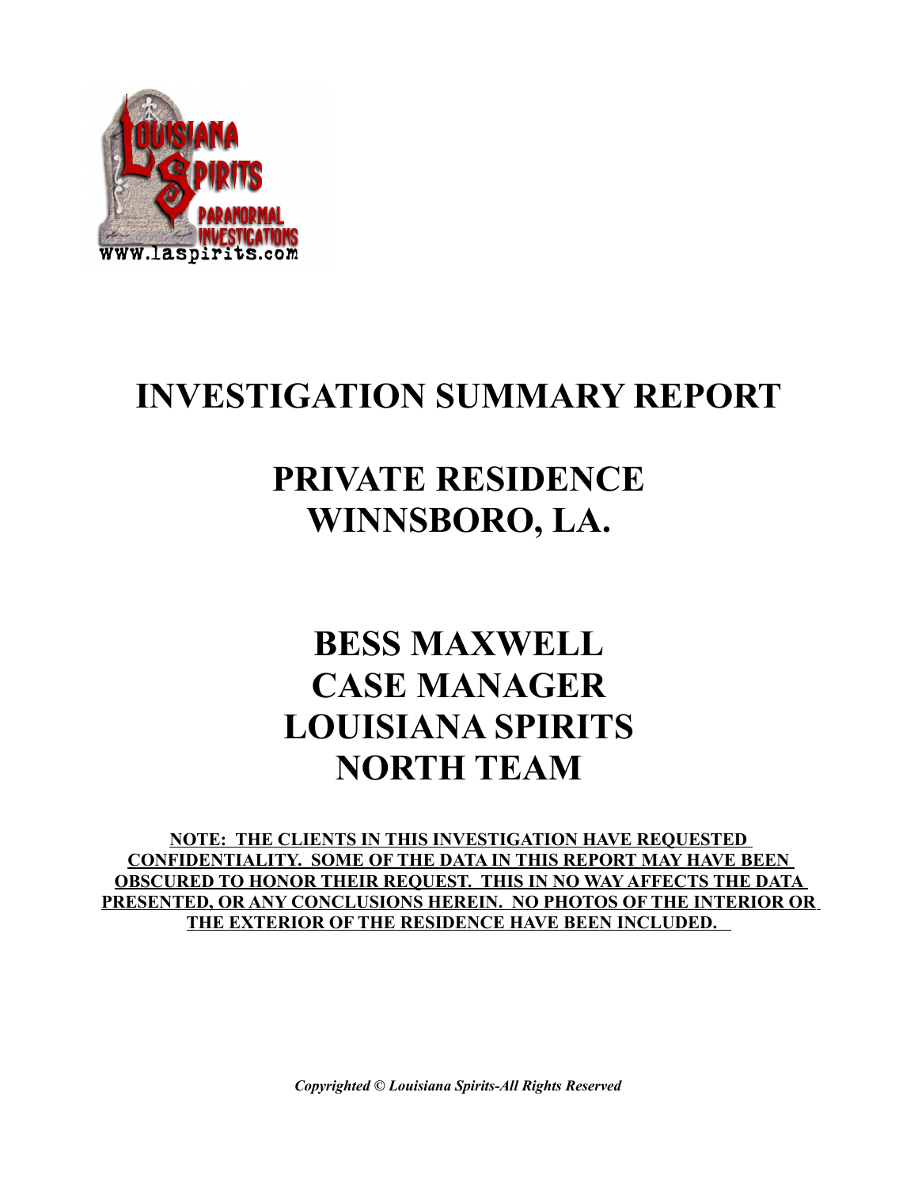# INVESTIGATION SUMMARY REPORT

## PRIVATE RESIDENCE
## WINNSBORO, LA.

## BESS MAXWELL
## CASE MANAGER
## LOUISIANA SPIRITS
## NORTH TEAM

**NOTE: THE CLIENTS IN THIS INVESTIGATION HAVE REQUESTED CONFIDENTIALITY. SOME OF THE DATA IN THIS REPORT MAY HAVE BEEN OBSCURED TO HONOR THEIR REQUEST. THIS IN NO WAY AFFECTS THE DATA PRESENTED, OR ANY CONCLUSIONS HEREIN. NO PHOTOS OF THE INTERIOR OR THE EXTERIOR OF THE RESIDENCE HAVE BEEN INCLUDED.**

*Copyrighted © Louisiana Spirits-All Rights Reserved*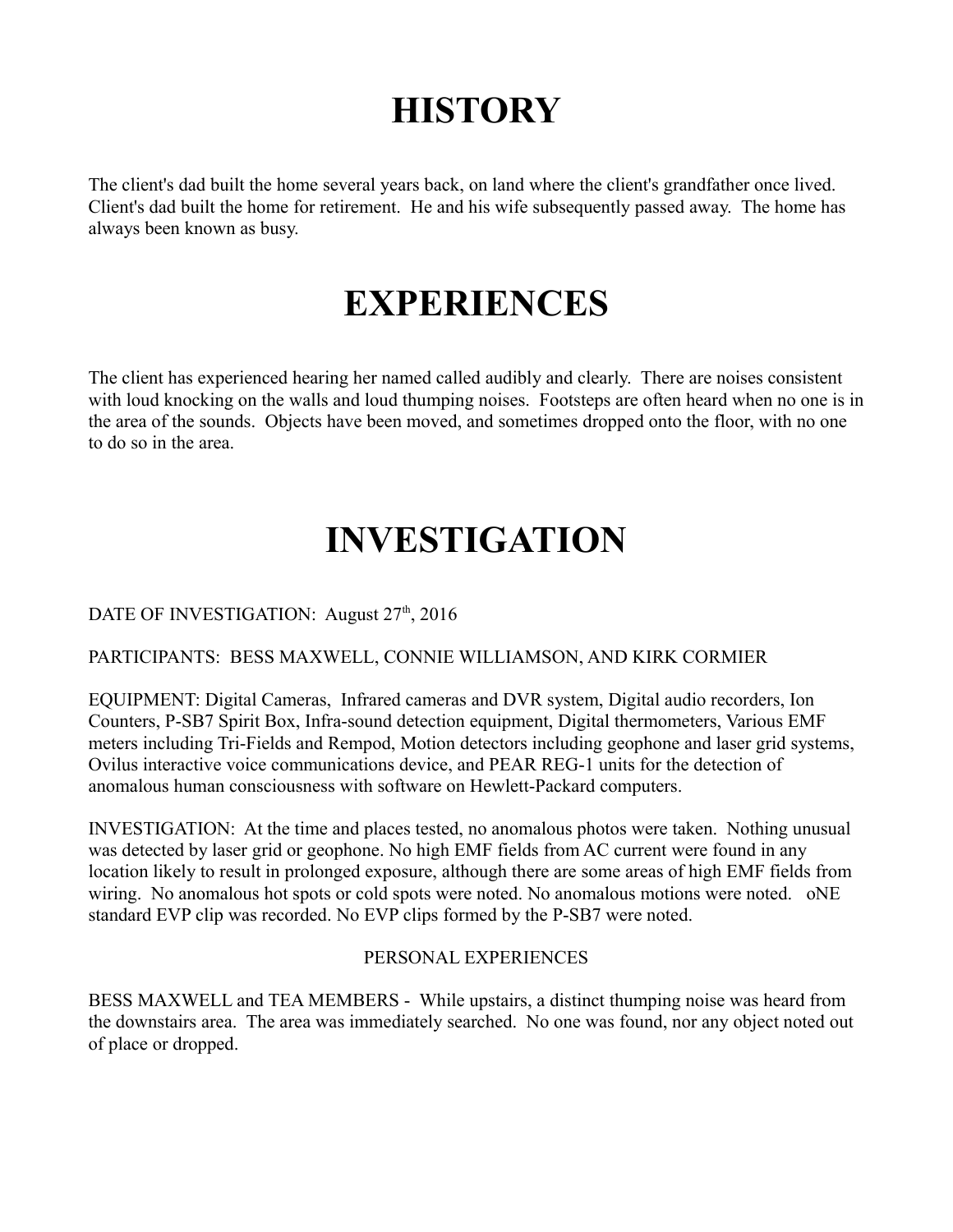# HISTORY

The client's dad built the home several years back, on land where the client's grandfather once lived. Client's dad built the home for retirement. He and his wife subsequently passed away. The home has always been known as busy.

# EXPERIENCES

The client has experienced hearing her named called audibly and clearly. There are noises consistent with loud knocking on the walls and loud thumping noises. Footsteps are often heard when no one is in the area of the sounds. Objects have been moved, and sometimes dropped onto the floor, with no one to do so in the area.

# INVESTIGATION

DATE OF INVESTIGATION: August 27th, 2016

PARTICIPANTS: BESS MAXWELL, CONNIE WILLIAMSON, AND KIRK CORMIER

EQUIPMENT: Digital Cameras, Infrared cameras and DVR system, Digital audio recorders, Ion Counters, P-SB7 Spirit Box, Infra-sound detection equipment, Digital thermometers, Various EMF meters including Tri-Fields and Rempod, Motion detectors including geophone and laser grid systems, Ovilus interactive voice communications device, and PEAR REG-1 units for the detection of anomalous human consciousness with software on Hewlett-Packard computers.

INVESTIGATION: At the time and places tested, no anomalous photos were taken. Nothing unusual was detected by laser grid or geophone. No high EMF fields from AC current were found in any location likely to result in prolonged exposure, although there are some areas of high EMF fields from wiring. No anomalous hot spots or cold spots were noted. No anomalous motions were noted. oNE standard EVP clip was recorded. No EVP clips formed by the P-SB7 were noted.

PERSONAL EXPERIENCES

BESS MAXWELL and TEA MEMBERS - While upstairs, a distinct thumping noise was heard from the downstairs area. The area was immediately searched. No one was found, nor any object noted out of place or dropped.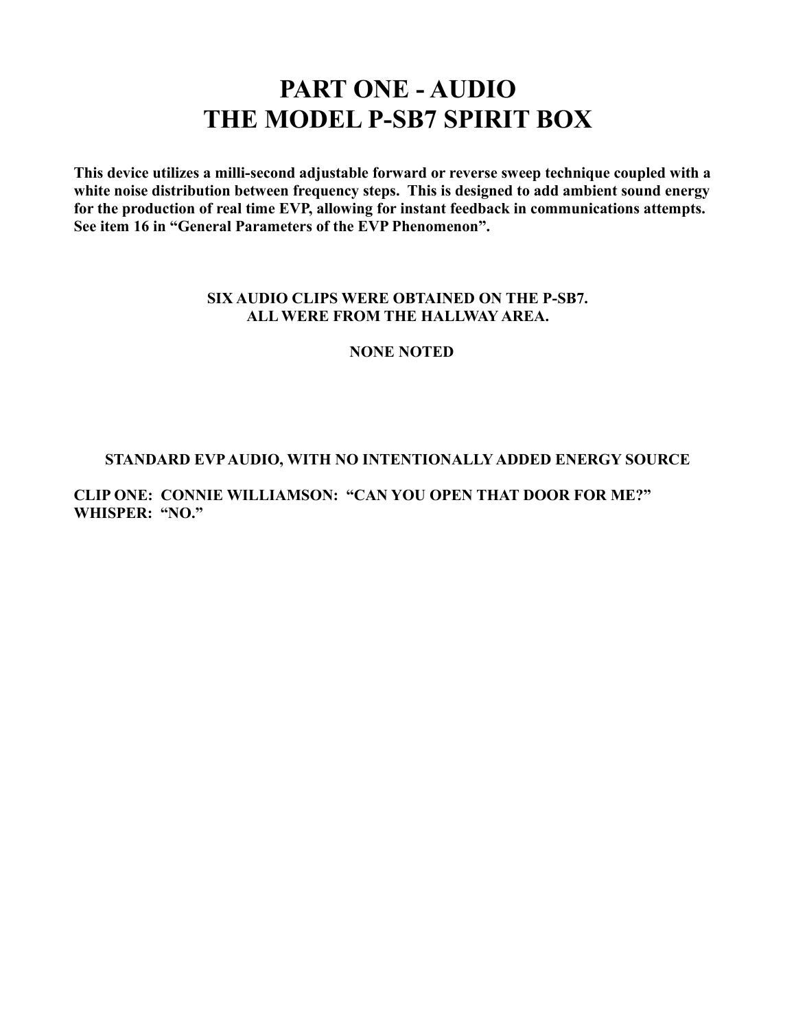# PART ONE - AUDIO
# THE MODEL P-SB7 SPIRIT BOX

**This device utilizes a milli-second adjustable forward or reverse sweep technique coupled with a white noise distribution between frequency steps. This is designed to add ambient sound energy for the production of real time EVP, allowing for instant feedback in communications attempts. See item 16 in "General Parameters of the EVP Phenomenon".**

**SIX AUDIO CLIPS WERE OBTAINED ON THE P-SB7.**
**ALL WERE FROM THE HALLWAY AREA.**

**NONE NOTED**

**STANDARD EVP AUDIO, WITH NO INTENTIONALLY ADDED ENERGY SOURCE**

**CLIP ONE: CONNIE WILLIAMSON: "CAN YOU OPEN THAT DOOR FOR ME?"**
**WHISPER: "NO."**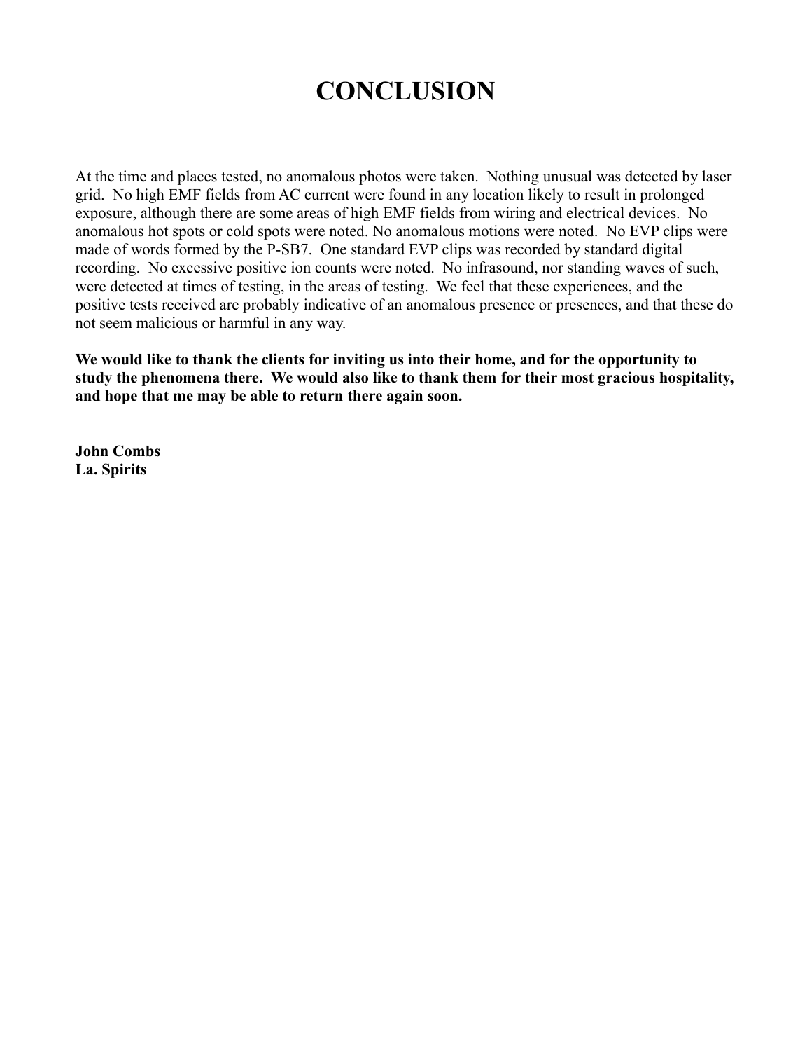# CONCLUSION

At the time and places tested, no anomalous photos were taken. Nothing unusual was detected by laser grid. No high EMF fields from AC current were found in any location likely to result in prolonged exposure, although there are some areas of high EMF fields from wiring and electrical devices. No anomalous hot spots or cold spots were noted. No anomalous motions were noted. No EVP clips were made of words formed by the P-SB7. One standard EVP clips was recorded by standard digital recording. No excessive positive ion counts were noted. No infrasound, nor standing waves of such, were detected at times of testing, in the areas of testing. We feel that these experiences, and the positive tests received are probably indicative of an anomalous presence or presences, and that these do not seem malicious or harmful in any way.

**We would like to thank the clients for inviting us into their home, and for the opportunity to study the phenomena there. We would also like to thank them for their most gracious hospitality, and hope that me may be able to return there again soon.**

**John Combs**
**La. Spirits**